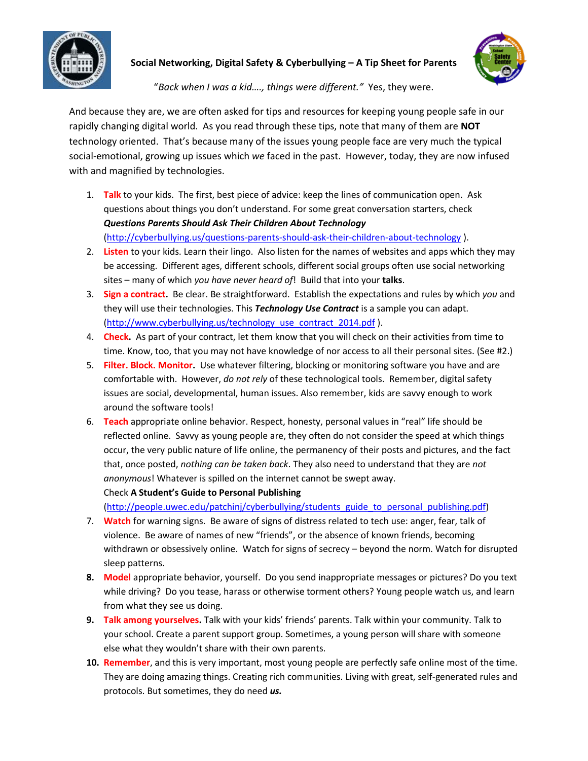# Social Networking, Digital Safety & Cyberbullying – A Tip Sheet for Parents

*"Back when I was a kid…., things were different."* Yes, they were.

And because they are, we are often asked for tips and resources for keeping young people safe in our rapidly changing digital world. As you read through these tips, note that many of them are **NOT** technology oriented. That's because many of the issues young people face are very much the typical social-emotional, growing up issues which *we* faced in the past. However, today, they are now infused with and magnified by technologies.

1. **Talk** to your kids. The first, best piece of advice: keep the lines of communication open. Ask questions about things you don't understand. For some great conversation starters, check ***Questions Parents Should Ask Their Children About Technology*** (http://cyberbullying.us/questions-parents-should-ask-their-children-about-technology ).
2. **Listen** to your kids. Learn their lingo. Also listen for the names of websites and apps which they may be accessing. Different ages, different schools, different social groups often use social networking sites – many of which *you have never heard of*! Build that into your **talks**.
3. **Sign a contract.** Be clear. Be straightforward. Establish the expectations and rules by which *you* and they will use their technologies. This ***Technology Use Contract*** is a sample you can adapt. (http://www.cyberbullying.us/technology_use_contract_2014.pdf ).
4. **Check.** As part of your contract, let them know that you will check on their activities from time to time. Know, too, that you may not have knowledge of nor access to all their personal sites. (See #2.)
5. **Filter. Block. Monitor.** Use whatever filtering, blocking or monitoring software you have and are comfortable with. However, *do not rely* of these technological tools. Remember, digital safety issues are social, developmental, human issues. Also remember, kids are savvy enough to work around the software tools!
6. **Teach** appropriate online behavior. Respect, honesty, personal values in "real" life should be reflected online. Savvy as young people are, they often do not consider the speed at which things occur, the very public nature of life online, the permanency of their posts and pictures, and the fact that, once posted, *nothing can be taken back*. They also need to understand that they are *not anonymous*! Whatever is spilled on the internet cannot be swept away.
   Check **A Student's Guide to Personal Publishing** (http://people.uwec.edu/patchinj/cyberbullying/students_guide_to_personal_publishing.pdf)
7. **Watch** for warning signs. Be aware of signs of distress related to tech use: anger, fear, talk of violence. Be aware of names of new "friends", or the absence of known friends, becoming withdrawn or obsessively online. Watch for signs of secrecy – beyond the norm. Watch for disrupted sleep patterns.
8. **Model** appropriate behavior, yourself. Do you send inappropriate messages or pictures? Do you text while driving? Do you tease, harass or otherwise torment others? Young people watch us, and learn from what they see us doing.
9. **Talk among yourselves.** Talk with your kids' friends' parents. Talk within your community. Talk to your school. Create a parent support group. Sometimes, a young person will share with someone else what they wouldn't share with their own parents.
10. **Remember**, and this is very important, most young people are perfectly safe online most of the time. They are doing amazing things. Creating rich communities. Living with great, self-generated rules and protocols. But sometimes, they do need ***us.***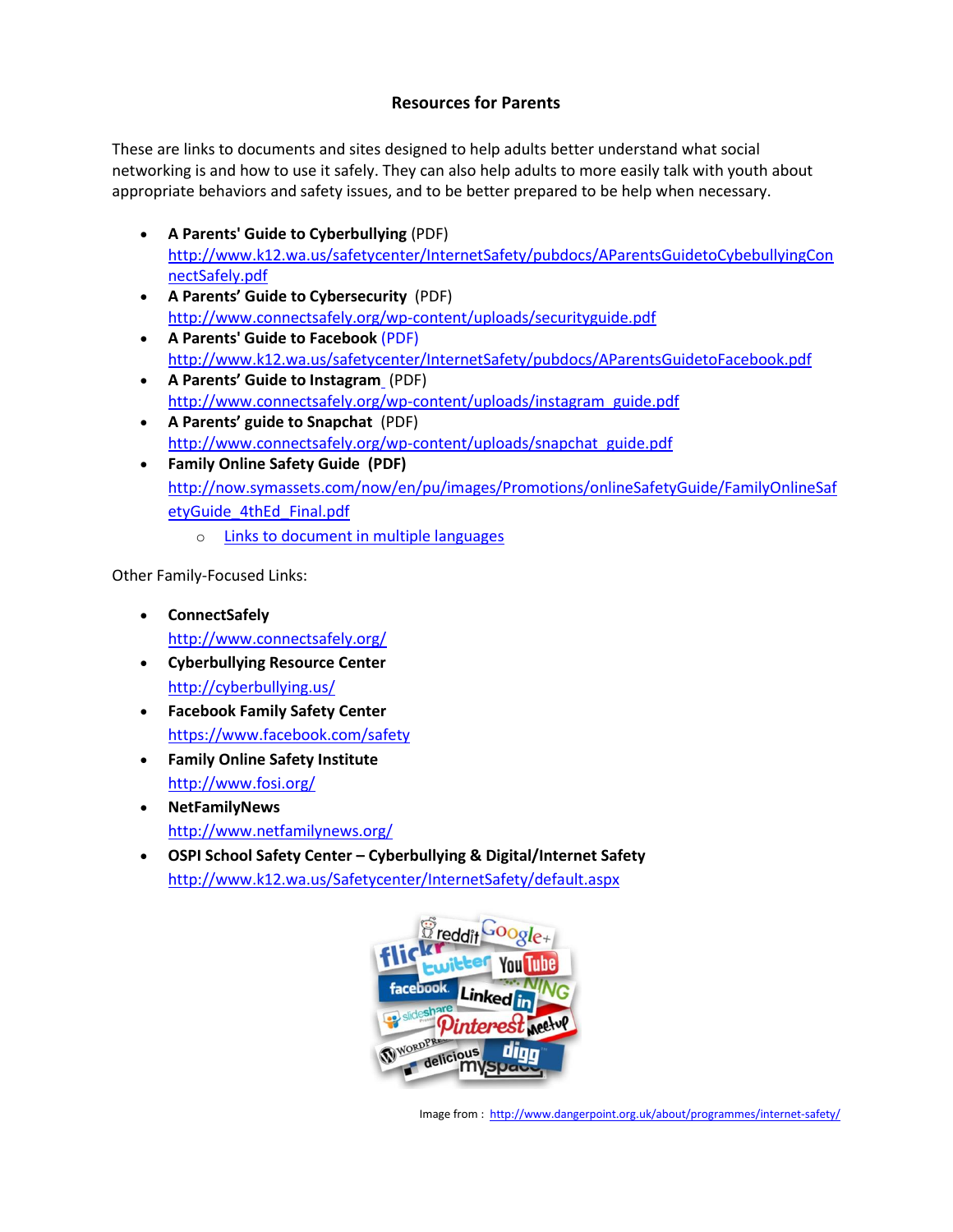# Resources for Parents

These are links to documents and sites designed to help adults better understand what social networking is and how to use it safely. They can also help adults to more easily talk with youth about appropriate behaviors and safety issues, and to be better prepared to be help when necessary.

- **A Parents' Guide to Cyberbullying** (PDF)
  http://www.k12.wa.us/safetycenter/InternetSafety/pubdocs/AParentsGuidetoCybebullyingConnectSafely.pdf
- **A Parents' Guide to Cybersecurity** (PDF)
  http://www.connectsafely.org/wp-content/uploads/securityguide.pdf
- **A Parents' Guide to Facebook** (PDF)
  http://www.k12.wa.us/safetycenter/InternetSafety/pubdocs/AParentsGuidetoFacebook.pdf
- **A Parents' Guide to Instagram** (PDF)
  http://www.connectsafely.org/wp-content/uploads/instagram_guide.pdf
- **A Parents' guide to Snapchat** (PDF)
  http://www.connectsafely.org/wp-content/uploads/snapchat_guide.pdf
- **Family Online Safety Guide (PDF)**
  http://now.symassets.com/now/en/pu/images/Promotions/onlineSafetyGuide/FamilyOnlineSafetyGuide_4thEd_Final.pdf
  - Links to document in multiple languages

Other Family-Focused Links:

- **ConnectSafely**
  http://www.connectsafely.org/
- **Cyberbullying Resource Center**
  http://cyberbullying.us/
- **Facebook Family Safety Center**
  https://www.facebook.com/safety
- **Family Online Safety Institute**
  http://www.fosi.org/
- **NetFamilyNews**
  http://www.netfamilynews.org/
- **OSPI School Safety Center – Cyberbullying & Digital/Internet Safety**
  http://www.k12.wa.us/Safetycenter/InternetSafety/default.aspx

Image from : http://www.dangerpoint.org.uk/about/programmes/internet-safety/